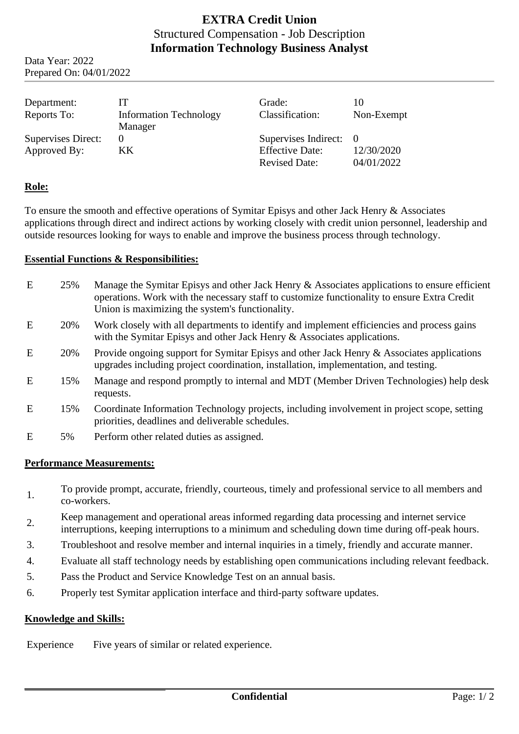# EXTRA Credit Union

Structured Compensation - Job Description

**Information Technology Business Analyst**

Data Year: 2022
Prepared On: 04/01/2022

| | | | |
|---|---|---|---|
| Department: | IT | Grade: | 10 |
| Reports To: | Information Technology Manager | Classification: | Non-Exempt |
| Supervises Direct: | 0 | Supervises Indirect: | 0 |
| Approved By: | KK | Effective Date: | 12/30/2020 |
| | | Revised Date: | 04/01/2022 |

## Role:

To ensure the smooth and effective operations of Symitar Episys and other Jack Henry & Associates applications through direct and indirect actions by working closely with credit union personnel, leadership and outside resources looking for ways to enable and improve the business process through technology.

## Essential Functions & Responsibilities:

| | | |
|---|---|---|
| E | 25% | Manage the Symitar Episys and other Jack Henry & Associates applications to ensure efficient operations. Work with the necessary staff to customize functionality to ensure Extra Credit Union is maximizing the system's functionality. |
| E | 20% | Work closely with all departments to identify and implement efficiencies and process gains with the Symitar Episys and other Jack Henry & Associates applications. |
| E | 20% | Provide ongoing support for Symitar Episys and other Jack Henry & Associates applications upgrades including project coordination, installation, implementation, and testing. |
| E | 15% | Manage and respond promptly to internal and MDT (Member Driven Technologies) help desk requests. |
| E | 15% | Coordinate Information Technology projects, including involvement in project scope, setting priorities, deadlines and deliverable schedules. |
| E | 5% | Perform other related duties as assigned. |

## Performance Measurements:

1. To provide prompt, accurate, friendly, courteous, timely and professional service to all members and co-workers.
2. Keep management and operational areas informed regarding data processing and internet service interruptions, keeping interruptions to a minimum and scheduling down time during off-peak hours.
3. Troubleshoot and resolve member and internal inquiries in a timely, friendly and accurate manner.
4. Evaluate all staff technology needs by establishing open communications including relevant feedback.
5. Pass the Product and Service Knowledge Test on an annual basis.
6. Properly test Symitar application interface and third-party software updates.

## Knowledge and Skills:

Experience: Five years of similar or related experience.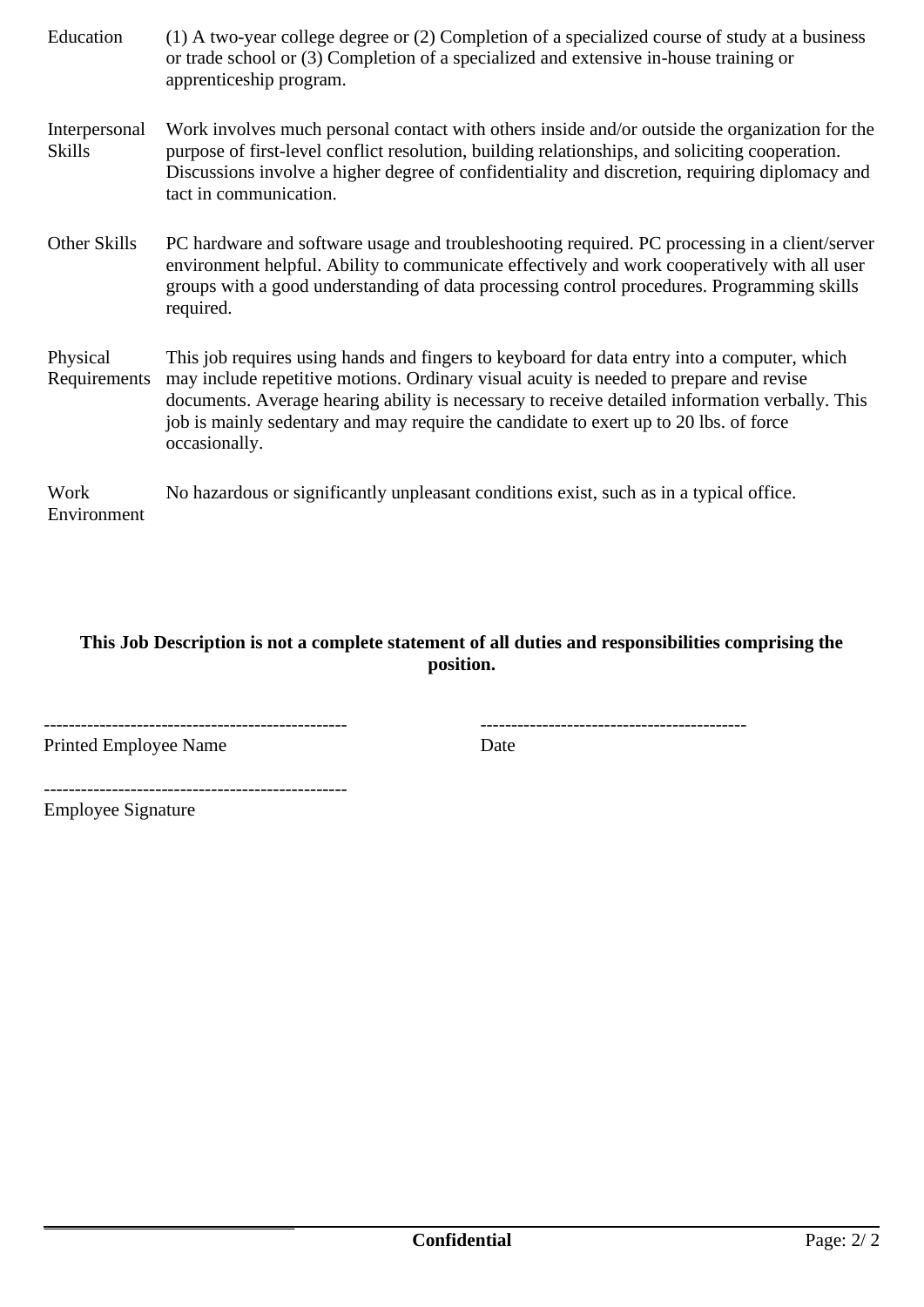| | |
|---|---|
| Education | (1) A two-year college degree or (2) Completion of a specialized course of study at a business or trade school or (3) Completion of a specialized and extensive in-house training or apprenticeship program. |
| Interpersonal Skills | Work involves much personal contact with others inside and/or outside the organization for the purpose of first-level conflict resolution, building relationships, and soliciting cooperation. Discussions involve a higher degree of confidentiality and discretion, requiring diplomacy and tact in communication. |
| Other Skills | PC hardware and software usage and troubleshooting required. PC processing in a client/server environment helpful. Ability to communicate effectively and work cooperatively with all user groups with a good understanding of data processing control procedures. Programming skills required. |
| Physical Requirements | This job requires using hands and fingers to keyboard for data entry into a computer, which may include repetitive motions. Ordinary visual acuity is needed to prepare and revise documents. Average hearing ability is necessary to receive detailed information verbally. This job is mainly sedentary and may require the candidate to exert up to 20 lbs. of force occasionally. |
| Work Environment | No hazardous or significantly unpleasant conditions exist, such as in a typical office. |

**This Job Description is not a complete statement of all duties and responsibilities comprising the position.**

------------------------------------------------ Printed Employee Name

------------------------------------------ Date

------------------------------------------------ Employee Signature

**Confidential**